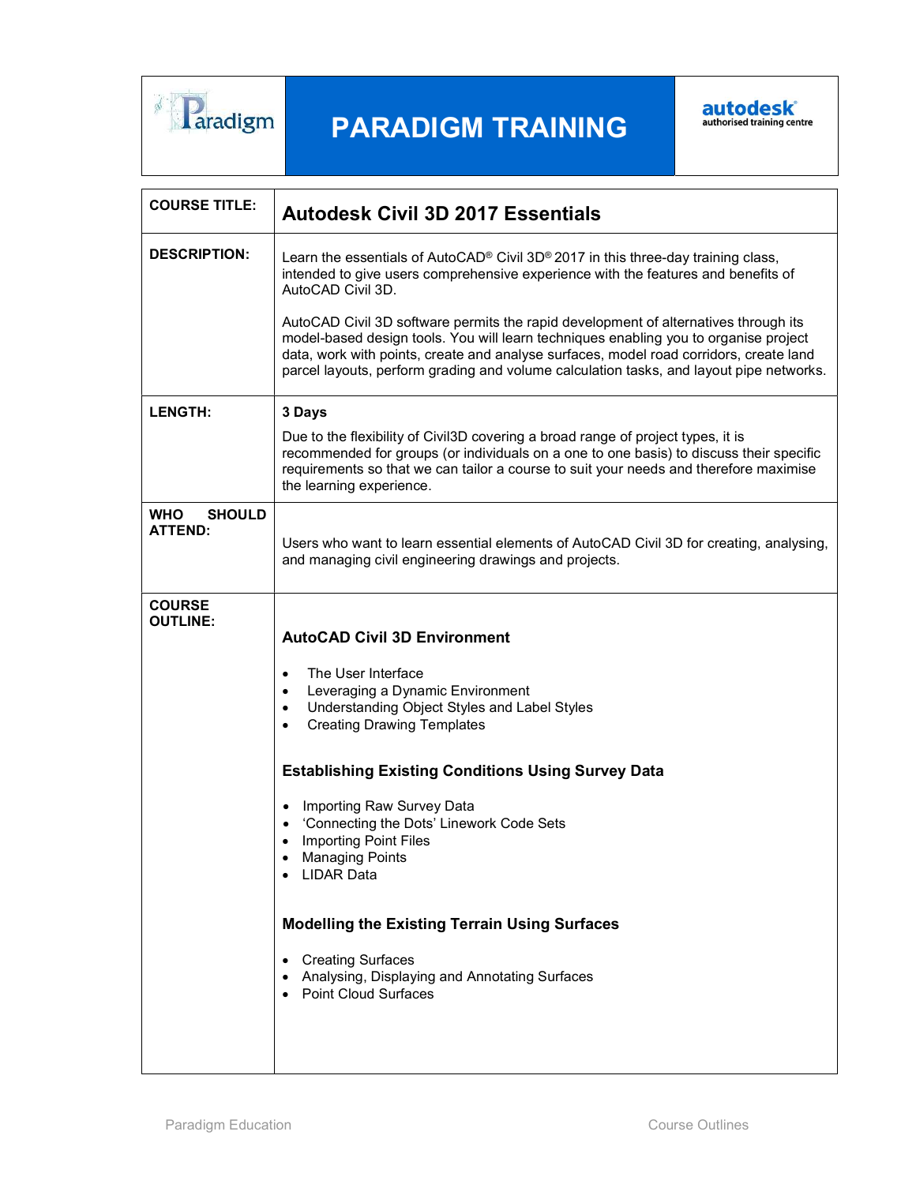# PARADIGM TRAINING

autodesk authorised training centre

| | |
|---|---|
| **COURSE TITLE:** | **Autodesk Civil 3D 2017 Essentials** |
| **DESCRIPTION:** | Learn the essentials of AutoCAD® Civil 3D® 2017 in this three-day training class, intended to give users comprehensive experience with the features and benefits of AutoCAD Civil 3D.<br><br>AutoCAD Civil 3D software permits the rapid development of alternatives through its model-based design tools. You will learn techniques enabling you to organise project data, work with points, create and analyse surfaces, model road corridors, create land parcel layouts, perform grading and volume calculation tasks, and layout pipe networks. |
| **LENGTH:** | **3 Days**<br><br>Due to the flexibility of Civil3D covering a broad range of project types, it is recommended for groups (or individuals on a one to one basis) to discuss their specific requirements so that we can tailor a course to suit your needs and therefore maximise the learning experience. |
| **WHO SHOULD ATTEND:** | Users who want to learn essential elements of AutoCAD Civil 3D for creating, analysing, and managing civil engineering drawings and projects. |
| **COURSE OUTLINE:** | **AutoCAD Civil 3D Environment**<br><br>• The User Interface<br>• Leveraging a Dynamic Environment<br>• Understanding Object Styles and Label Styles<br>• Creating Drawing Templates<br><br>**Establishing Existing Conditions Using Survey Data**<br><br>• Importing Raw Survey Data<br>• 'Connecting the Dots' Linework Code Sets<br>• Importing Point Files<br>• Managing Points<br>• LIDAR Data<br><br>**Modelling the Existing Terrain Using Surfaces**<br><br>• Creating Surfaces<br>• Analysing, Displaying and Annotating Surfaces<br>• Point Cloud Surfaces |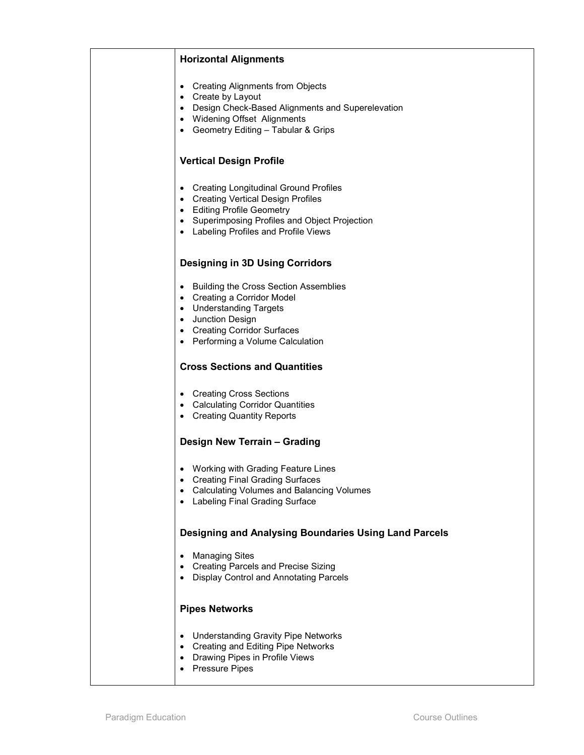### Horizontal Alignments

- Creating Alignments from Objects
- Create by Layout
- Design Check-Based Alignments and Superelevation
- Widening Offset  Alignments
- Geometry Editing – Tabular & Grips

### Vertical Design Profile

- Creating Longitudinal Ground Profiles
- Creating Vertical Design Profiles
- Editing Profile Geometry
- Superimposing Profiles and Object Projection
- Labeling Profiles and Profile Views

### Designing in 3D Using Corridors

- Building the Cross Section Assemblies
- Creating a Corridor Model
- Understanding Targets
- Junction Design
- Creating Corridor Surfaces
- Performing a Volume Calculation

### Cross Sections and Quantities

- Creating Cross Sections
- Calculating Corridor Quantities
- Creating Quantity Reports

### Design New Terrain – Grading

- Working with Grading Feature Lines
- Creating Final Grading Surfaces
- Calculating Volumes and Balancing Volumes
- Labeling Final Grading Surface

### Designing and Analysing Boundaries Using Land Parcels

- Managing Sites
- Creating Parcels and Precise Sizing
- Display Control and Annotating Parcels

### Pipes Networks

- Understanding Gravity Pipe Networks
- Creating and Editing Pipe Networks
- Drawing Pipes in Profile Views
- Pressure Pipes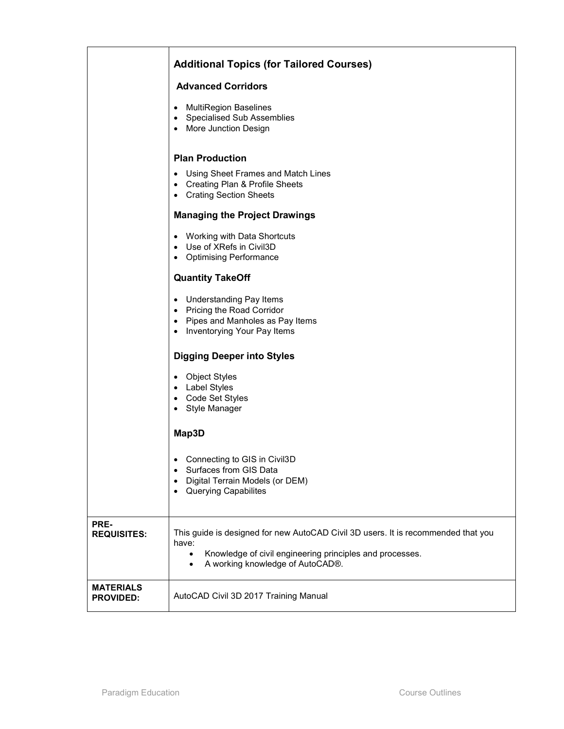| | |
|---|---|
| | **Additional Topics (for Tailored Courses)**<br><br>**Advanced Corridors**<br>• MultiRegion Baselines<br>• Specialised Sub Assemblies<br>• More Junction Design<br><br>**Plan Production**<br>• Using Sheet Frames and Match Lines<br>• Creating Plan & Profile Sheets<br>• Crating Section Sheets<br><br>**Managing the Project Drawings**<br>• Working with Data Shortcuts<br>• Use of XRefs in Civil3D<br>• Optimising Performance<br><br>**Quantity TakeOff**<br>• Understanding Pay Items<br>• Pricing the Road Corridor<br>• Pipes and Manholes as Pay Items<br>• Inventorying Your Pay Items<br><br>**Digging Deeper into Styles**<br>• Object Styles<br>• Label Styles<br>• Code Set Styles<br>• Style Manager<br><br>**Map3D**<br>• Connecting to GIS in Civil3D<br>• Surfaces from GIS Data<br>• Digital Terrain Models (or DEM)<br>• Querying Capabilites |
| **PRE-REQUISITES:** | This guide is designed for new AutoCAD Civil 3D users. It is recommended that you have:<br>• Knowledge of civil engineering principles and processes.<br>• A working knowledge of AutoCAD®. |
| **MATERIALS PROVIDED:** | AutoCAD Civil 3D 2017 Training Manual |